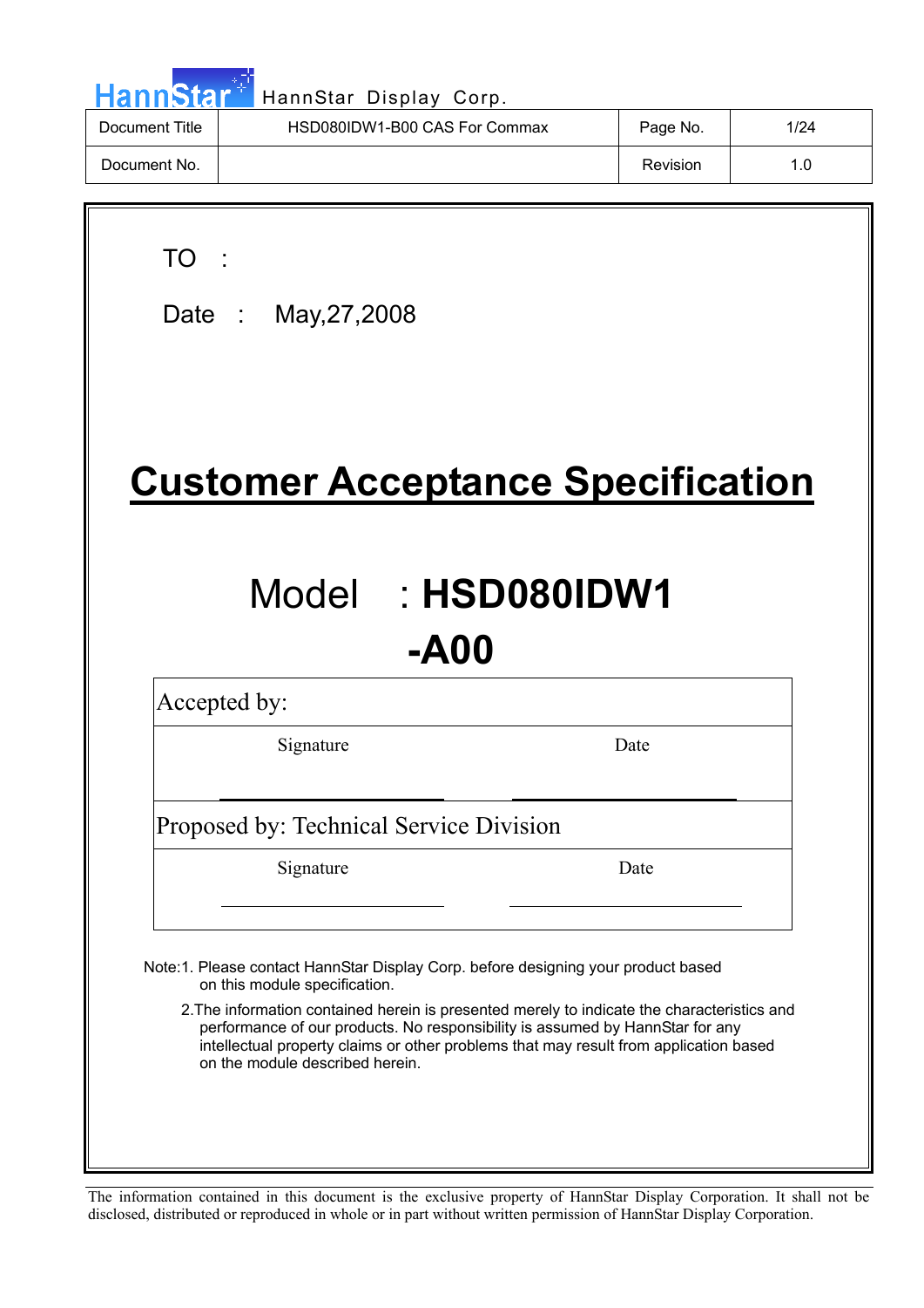HannStar Display Corp.

| Document Title | HSD080IDW1-B00 CAS For Commax | Page No. | 1/24 |
|---|---|---|---|
| Document No. | | Revision | 1.0 |

TO :

Date : May,27,2008

# Customer Acceptance Specification

## Model : HSD080IDW1 -A00

| Accepted by: | |
|---|---|
| Signature | Date |
| Proposed by: Technical Service Division | |
| Signature | Date |

Note:1. Please contact HannStar Display Corp. before designing your product based on this module specification.

2.The information contained herein is presented merely to indicate the characteristics and performance of our products. No responsibility is assumed by HannStar for any intellectual property claims or other problems that may result from application based on the module described herein.

The information contained in this document is the exclusive property of HannStar Display Corporation. It shall not be disclosed, distributed or reproduced in whole or in part without written permission of HannStar Display Corporation.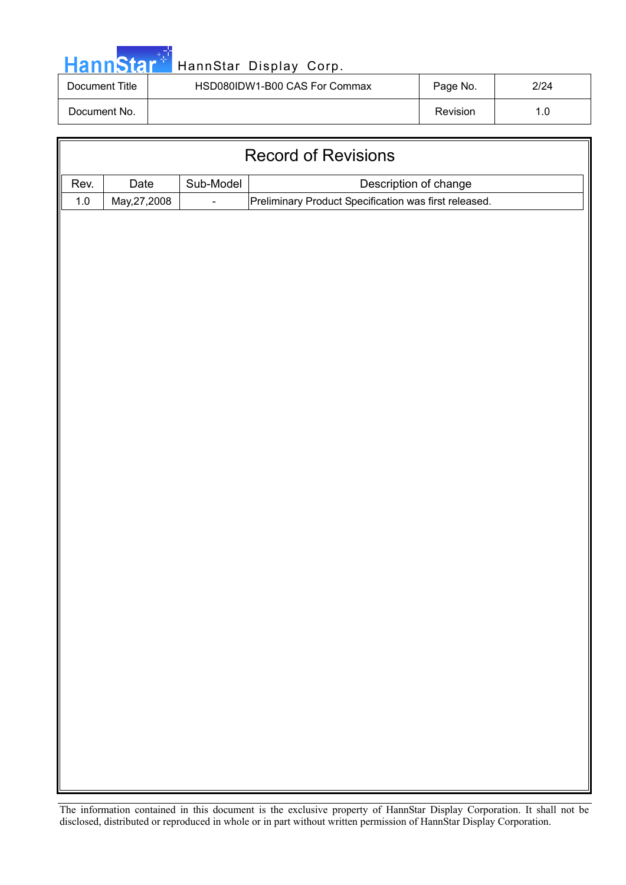# Record of Revisions

| Rev. | Date | Sub-Model | Description of change |
|---|---|---|---|
| 1.0 | May,27,2008 | - | Preliminary Product Specification was first released. |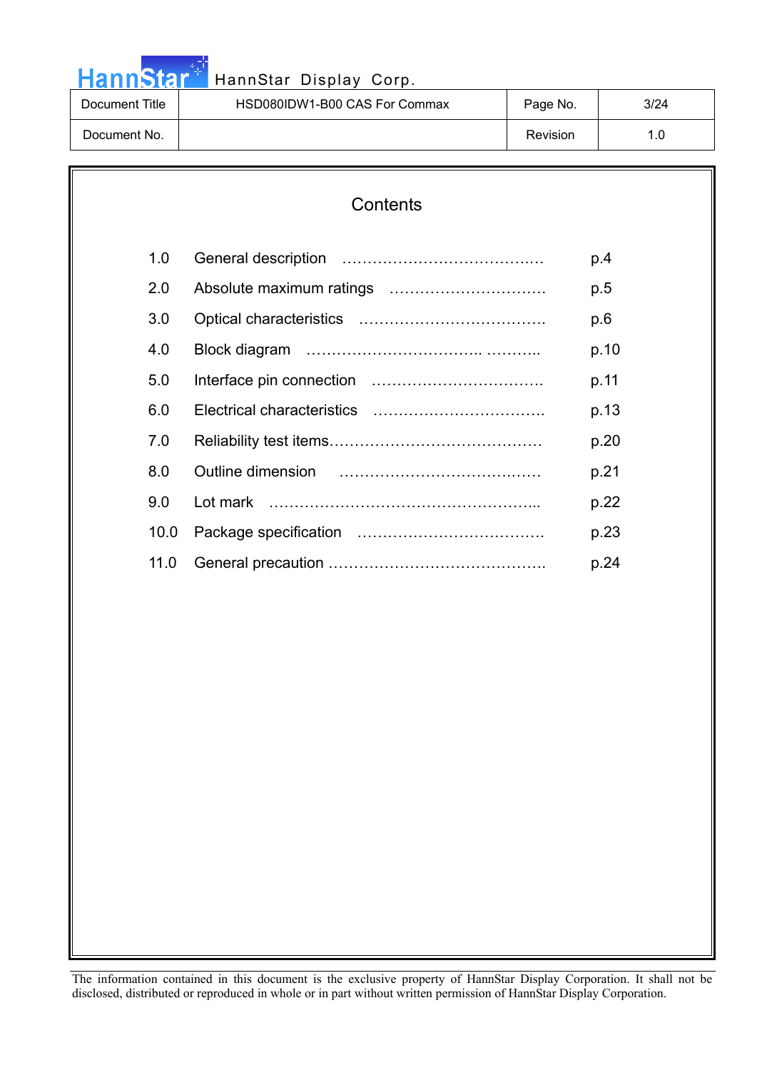# Contents

| | | |
|---|---|---|
| 1.0 | General description ……………………………….… | p.4 |
| 2.0 | Absolute maximum ratings …………………………. | p.5 |
| 3.0 | Optical characteristics ………………………………. | p.6 |
| 4.0 | Block diagram ……………………………. ……….. | p.10 |
| 5.0 | Interface pin connection ……………………………. | p.11 |
| 6.0 | Electrical characteristics ……………………………. | p.13 |
| 7.0 | Reliability test items…………………………………… | p.20 |
| 8.0 | Outline dimension ………………………………..…. | p.21 |
| 9.0 | Lot mark ……………………………………………... | p.22 |
| 10.0 | Package specification ………………………………. | p.23 |
| 11.0 | General precaution ……………………………………. | p.24 |

The information contained in this document is the exclusive property of HannStar Display Corporation. It shall not be disclosed, distributed or reproduced in whole or in part without written permission of HannStar Display Corporation.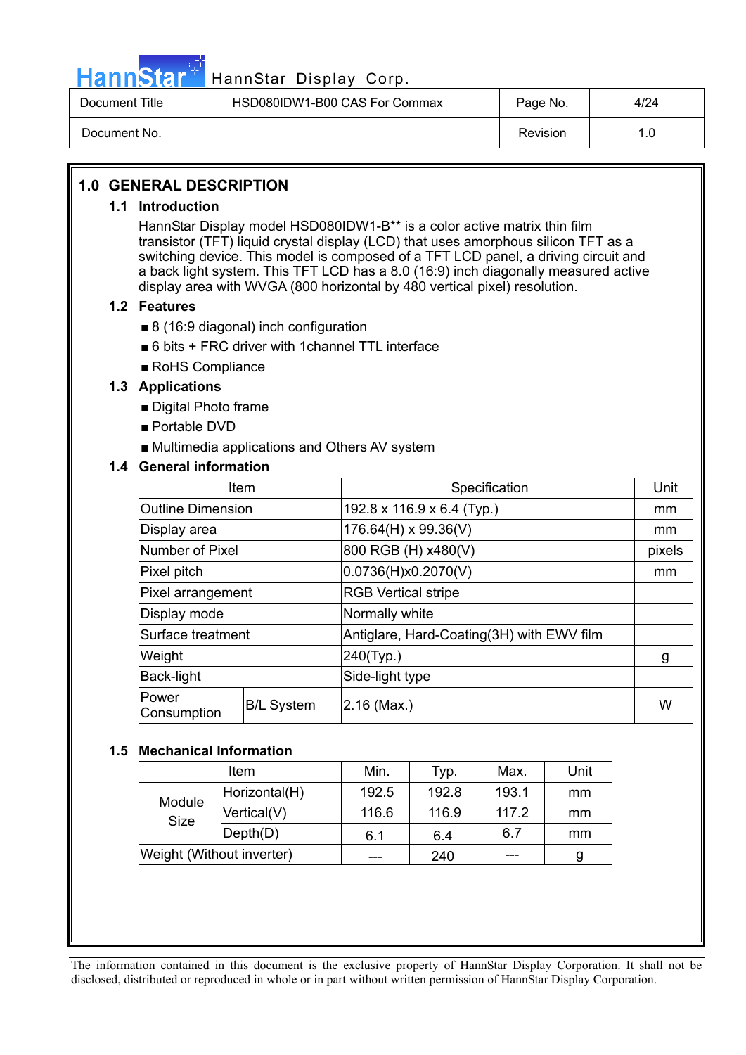## 1.0 GENERAL DESCRIPTION

### 1.1 Introduction

HannStar Display model HSD080IDW1-B** is a color active matrix thin film transistor (TFT) liquid crystal display (LCD) that uses amorphous silicon TFT as a switching device. This model is composed of a TFT LCD panel, a driving circuit and a back light system. This TFT LCD has a 8.0 (16:9) inch diagonally measured active display area with WVGA (800 horizontal by 480 vertical pixel) resolution.

### 1.2 Features

- 8 (16:9 diagonal) inch configuration
- 6 bits + FRC driver with 1channel TTL interface
- RoHS Compliance

### 1.3 Applications

- Digital Photo frame
- Portable DVD
- Multimedia applications and Others AV system

### 1.4 General information

| Item | | Specification | Unit |
|---|---|---|---|
| Outline Dimension | | 192.8 x 116.9 x 6.4 (Typ.) | mm |
| Display area | | 176.64(H) x 99.36(V) | mm |
| Number of Pixel | | 800 RGB (H) x480(V) | pixels |
| Pixel pitch | | 0.0736(H)x0.2070(V) | mm |
| Pixel arrangement | | RGB Vertical stripe | |
| Display mode | | Normally white | |
| Surface treatment | | Antiglare, Hard-Coating(3H) with EWV film | |
| Weight | | 240(Typ.) | g |
| Back-light | | Side-light type | |
| Power Consumption | B/L System | 2.16 (Max.) | W |

### 1.5 Mechanical Information

| Item | | Min. | Typ. | Max. | Unit |
|---|---|---|---|---|---|
| Module Size | Horizontal(H) | 192.5 | 192.8 | 193.1 | mm |
| | Vertical(V) | 116.6 | 116.9 | 117.2 | mm |
| | Depth(D) | 6.1 | 6.4 | 6.7 | mm |
| Weight (Without inverter) | | --- | 240 | --- | g |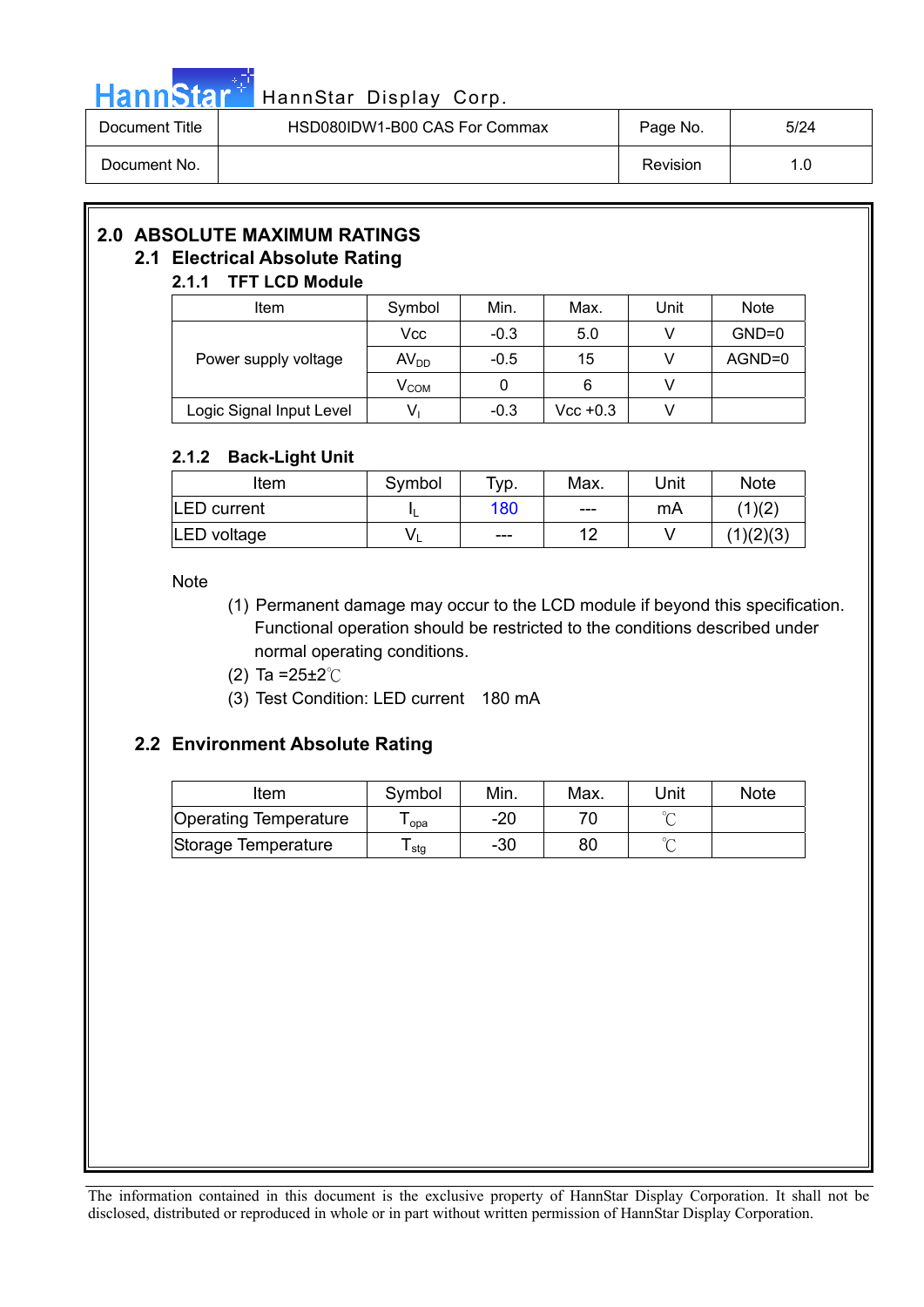## 2.0 ABSOLUTE MAXIMUM RATINGS

### 2.1 Electrical Absolute Rating

#### 2.1.1 TFT LCD Module

| Item | Symbol | Min. | Max. | Unit | Note |
|---|---|---|---|---|---|
| Power supply voltage | Vcc | -0.3 | 5.0 | V | GND=0 |
| | $AV_{DD}$ | -0.5 | 15 | V | AGND=0 |
| | $V_{COM}$ | 0 | 6 | V | |
| Logic Signal Input Level | $V_I$ | -0.3 | Vcc +0.3 | V | |

#### 2.1.2 Back-Light Unit

| Item | Symbol | Typ. | Max. | Unit | Note |
|---|---|---|---|---|---|
| LED current | $I_L$ | 180 | --- | mA | (1)(2) |
| LED voltage | $V_L$ | --- | 12 | V | (1)(2)(3) |

Note

1. Permanent damage may occur to the LCD module if beyond this specification. Functional operation should be restricted to the conditions described under normal operating conditions.
2. Ta =25±2℃
3. Test Condition: LED current 180 mA

### 2.2 Environment Absolute Rating

| Item | Symbol | Min. | Max. | Unit | Note |
|---|---|---|---|---|---|
| Operating Temperature | $T_{opa}$ | -20 | 70 | ℃ | |
| Storage Temperature | $T_{stg}$ | -30 | 80 | ℃ | |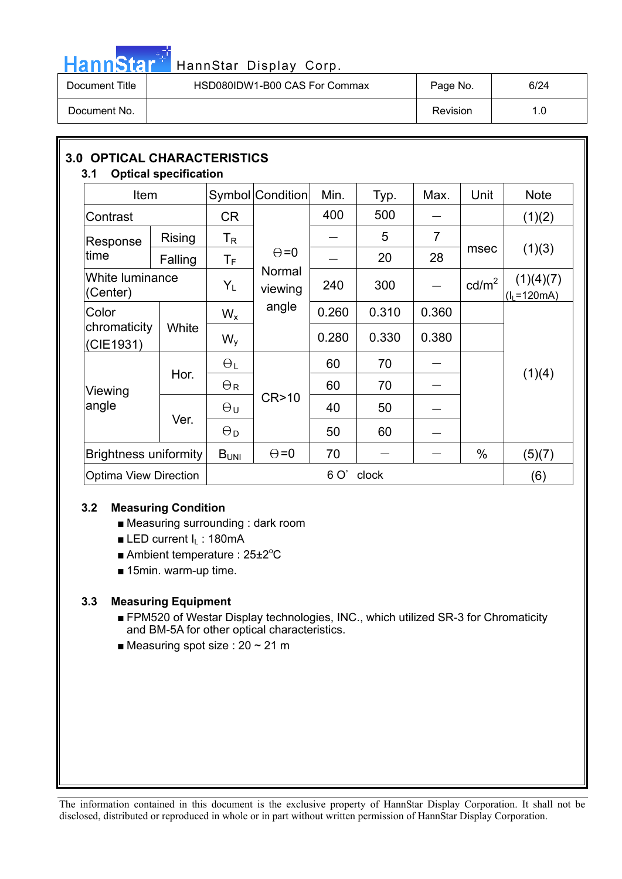## 3.0 OPTICAL CHARACTERISTICS

### 3.1 Optical specification

| Item | | Symbol | Condition | Min. | Typ. | Max. | Unit | Note |
|---|---|---|---|---|---|---|---|---|
| Contrast | | CR | Θ=0 Normal viewing angle | 400 | 500 | — | | (1)(2) |
| Response time | Rising | $T_R$ | | — | 5 | 7 | msec | (1)(3) |
| | Falling | $T_F$ | | — | 20 | 28 | | |
| White luminance (Center) | | $Y_L$ | | 240 | 300 | — | cd/m$^2$ | (1)(4)(7) ($I_L$=120mA) |
| Color chromaticity (CIE1931) | White | $W_x$ | | 0.260 | 0.310 | 0.360 | | (1)(4) |
| | | $W_y$ | | 0.280 | 0.330 | 0.380 | | |
| Viewing angle | Hor. | $\Theta_L$ | CR>10 | 60 | 70 | — | | |
| | | $\Theta_R$ | | 60 | 70 | — | | |
| | Ver. | $\Theta_U$ | | 40 | 50 | — | | |
| | | $\Theta_D$ | | 50 | 60 | — | | |
| Brightness uniformity | | $B_{UNI}$ | Θ=0 | 70 | — | — | % | (5)(7) |
| Optima View Direction | | 6 O' clock | | | | | | (6) |

### 3.2 Measuring Condition

- ■ Measuring surrounding : dark room
- ■ LED current $I_L$ : 180mA
- ■ Ambient temperature : 25±2°C
- ■ 15min. warm-up time.

### 3.3 Measuring Equipment

- ■ FPM520 of Westar Display technologies, INC., which utilized SR-3 for Chromaticity and BM-5A for other optical characteristics.
- ■ Measuring spot size : 20 ~ 21 m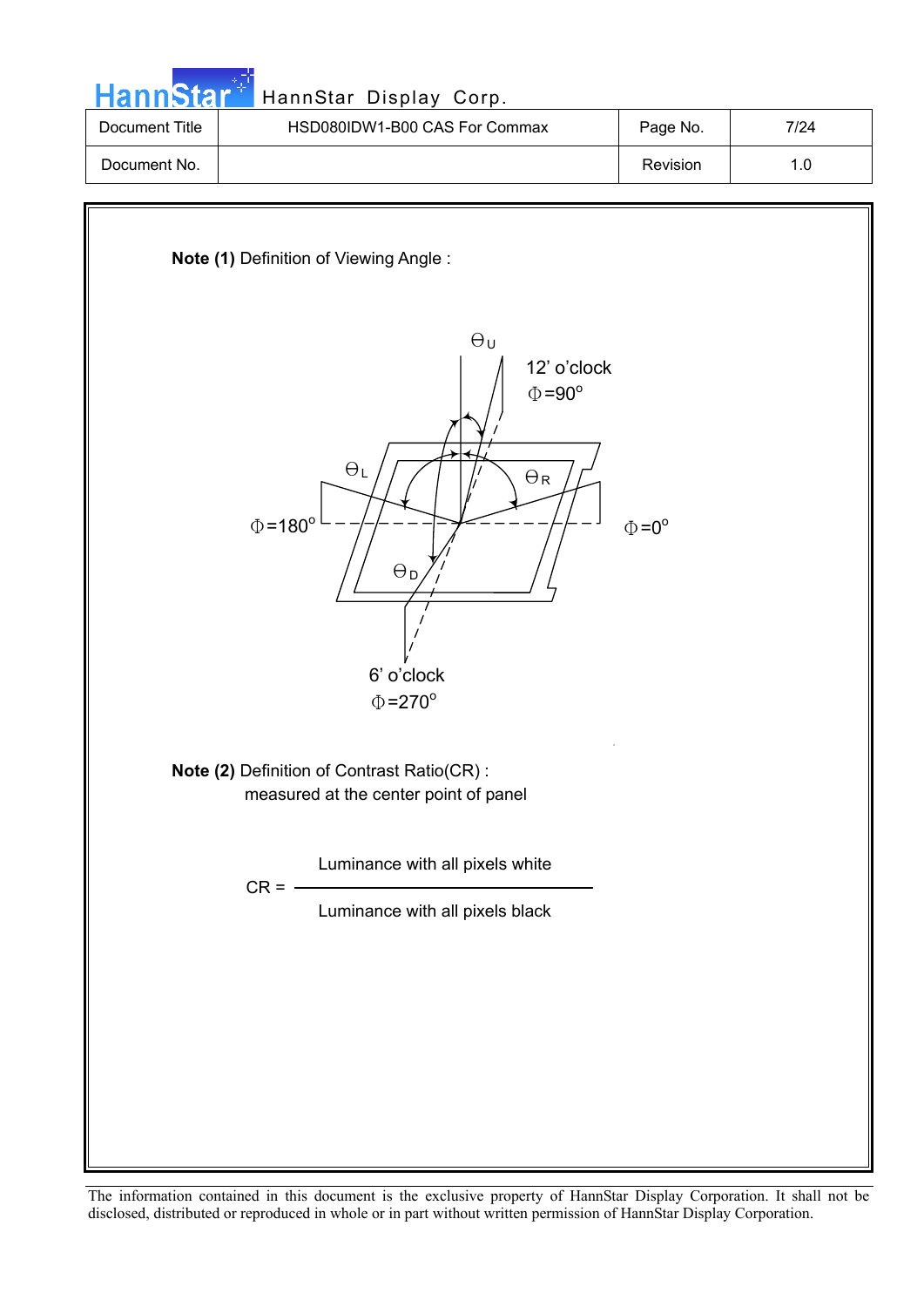**Note (1)** Definition of Viewing Angle :

$\Theta_U$

12' o'clock

$\Phi=90^o$

$\Theta_L$

$\Theta_R$

$\Phi=180^o$

$\Phi=0^o$

$\Theta_D$

6' o'clock

$\Phi=270^o$

**Note (2)** Definition of Contrast Ratio(CR) :

measured at the center point of panel

$$CR = \frac{\text{Luminance with all pixels white}}{\text{Luminance with all pixels black}}$$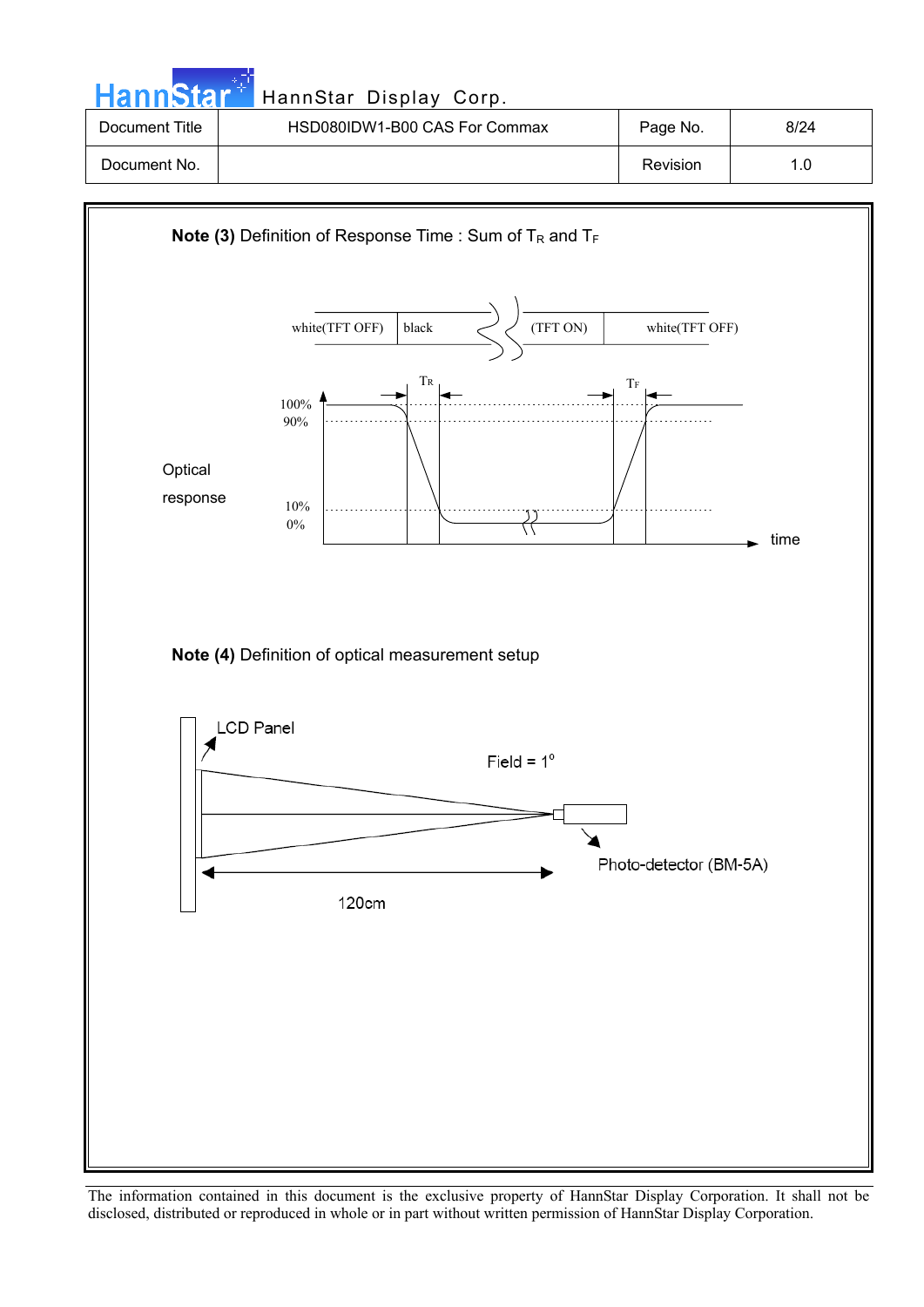**Note (3)** Definition of Response Time : Sum of $T_R$ and $T_F$

white(TFT OFF) | black | (TFT ON) | white(TFT OFF)

$T_R$ $T_F$

100%
90%

Optical response

10%
0%

time

**Note (4)** Definition of optical measurement setup

LCD Panel

Field = 1°

Photo-detector (BM-5A)

120cm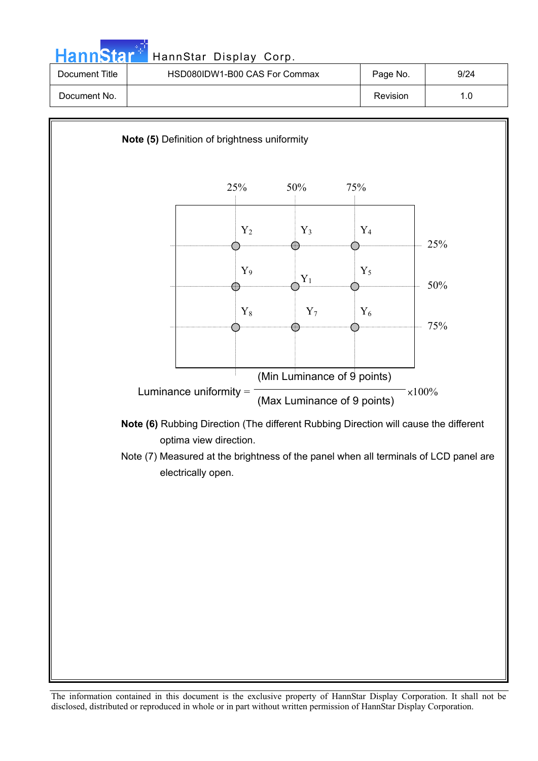**Note (5)** Definition of brightness uniformity

$$\text{Luminance uniformity} = \frac{\text{(Min Luminance of 9 points)}}{\text{(Max Luminance of 9 points)}} \times 100\%$$

**Note (6)** Rubbing Direction (The different Rubbing Direction will cause the different optima view direction.

Note (7) Measured at the brightness of the panel when all terminals of LCD panel are electrically open.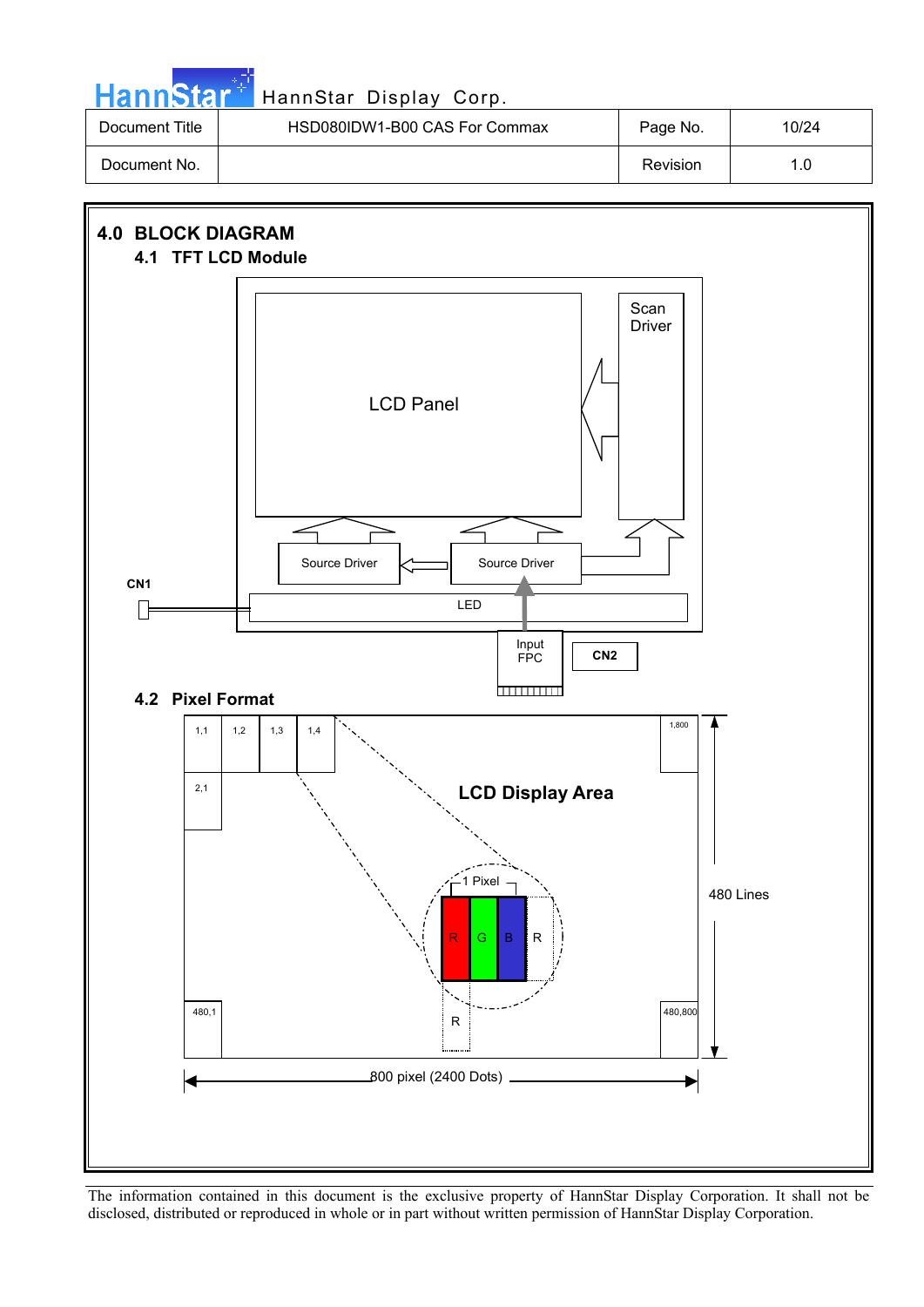## 4.0 BLOCK DIAGRAM

### 4.1 TFT LCD Module

LCD Panel

Scan Driver

Source Driver

Source Driver

CN1

LED

Input FPC

CN2

### 4.2 Pixel Format

1,1 1,2 1,3 1,4 1,800

2,1

LCD Display Area

1 Pixel

R G B R

R

480,1 480,800

480 Lines

800 pixel (2400 Dots)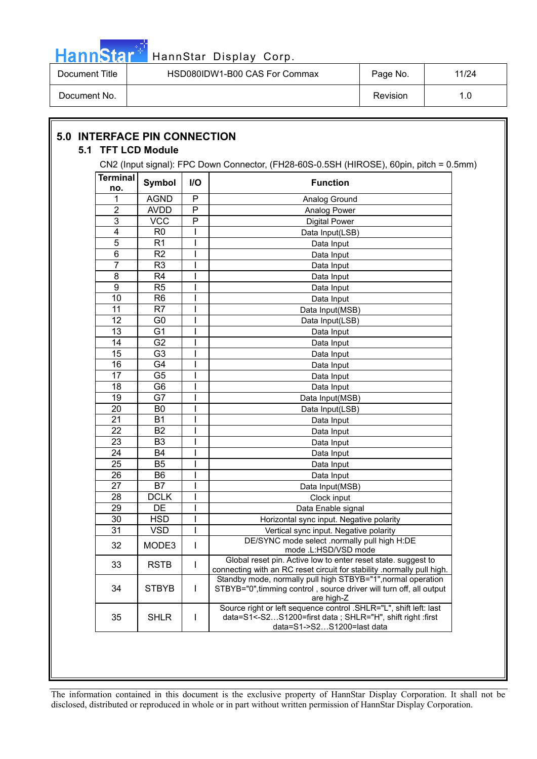## 5.0 INTERFACE PIN CONNECTION

### 5.1 TFT LCD Module

CN2 (Input signal): FPC Down Connector, (FH28-60S-0.5SH (HIROSE), 60pin, pitch = 0.5mm)

| Terminal no. | Symbol | I/O | Function |
|---|---|---|---|
| 1 | AGND | P | Analog Ground |
| 2 | AVDD | P | Analog Power |
| 3 | VCC | P | Digital Power |
| 4 | R0 | I | Data Input(LSB) |
| 5 | R1 | I | Data Input |
| 6 | R2 | I | Data Input |
| 7 | R3 | I | Data Input |
| 8 | R4 | I | Data Input |
| 9 | R5 | I | Data Input |
| 10 | R6 | I | Data Input |
| 11 | R7 | I | Data Input(MSB) |
| 12 | G0 | I | Data Input(LSB) |
| 13 | G1 | I | Data Input |
| 14 | G2 | I | Data Input |
| 15 | G3 | I | Data Input |
| 16 | G4 | I | Data Input |
| 17 | G5 | I | Data Input |
| 18 | G6 | I | Data Input |
| 19 | G7 | I | Data Input(MSB) |
| 20 | B0 | I | Data Input(LSB) |
| 21 | B1 | I | Data Input |
| 22 | B2 | I | Data Input |
| 23 | B3 | I | Data Input |
| 24 | B4 | I | Data Input |
| 25 | B5 | I | Data Input |
| 26 | B6 | I | Data Input |
| 27 | B7 | I | Data Input(MSB) |
| 28 | DCLK | I | Clock input |
| 29 | DE | I | Data Enable signal |
| 30 | HSD | I | Horizontal sync input. Negative polarity |
| 31 | VSD | I | Vertical sync input. Negative polarity |
| 32 | MODE3 | I | DE/SYNC mode select .normally pull high H:DE mode .L:HSD/VSD mode |
| 33 | RSTB | I | Global reset pin. Active low to enter reset state. suggest to connecting with an RC reset circuit for stability .normally pull high. |
| 34 | STBYB | I | Standby mode, normally pull high STBYB="1",normal operation STBYB="0",timming control , source driver will turn off, all output are high-Z |
| 35 | SHLR | I | Source right or left sequence control .SHLR="L", shift left: last data=S1<-S2…S1200=first data ; SHLR="H", shift right :first data=S1->S2…S1200=last data |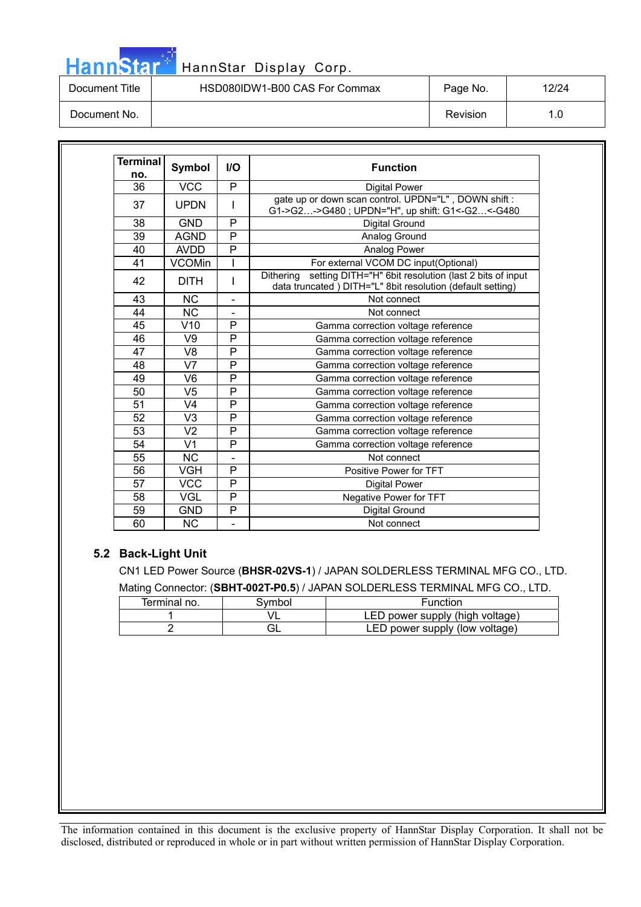| Terminal no. | Symbol | I/O | Function |
|---|---|---|---|
| 36 | VCC | P | Digital Power |
| 37 | UPDN | I | gate up or down scan control. UPDN="L" , DOWN shift : G1->G2…->G480 ; UPDN="H", up shift: G1<-G2…<-G480 |
| 38 | GND | P | Digital Ground |
| 39 | AGND | P | Analog Ground |
| 40 | AVDD | P | Analog Power |
| 41 | VCOMin | I | For external VCOM DC input(Optional) |
| 42 | DITH | I | Dithering setting DITH="H" 6bit resolution (last 2 bits of input data truncated ) DITH="L" 8bit resolution (default setting) |
| 43 | NC | - | Not connect |
| 44 | NC | - | Not connect |
| 45 | V10 | P | Gamma correction voltage reference |
| 46 | V9 | P | Gamma correction voltage reference |
| 47 | V8 | P | Gamma correction voltage reference |
| 48 | V7 | P | Gamma correction voltage reference |
| 49 | V6 | P | Gamma correction voltage reference |
| 50 | V5 | P | Gamma correction voltage reference |
| 51 | V4 | P | Gamma correction voltage reference |
| 52 | V3 | P | Gamma correction voltage reference |
| 53 | V2 | P | Gamma correction voltage reference |
| 54 | V1 | P | Gamma correction voltage reference |
| 55 | NC | - | Not connect |
| 56 | VGH | P | Positive Power for TFT |
| 57 | VCC | P | Digital Power |
| 58 | VGL | P | Negative Power for TFT |
| 59 | GND | P | Digital Ground |
| 60 | NC | - | Not connect |

## 5.2 Back-Light Unit

CN1 LED Power Source (**BHSR-02VS-1**) / JAPAN SOLDERLESS TERMINAL MFG CO., LTD.

Mating Connector: (**SBHT-002T-P0.5**) / JAPAN SOLDERLESS TERMINAL MFG CO., LTD.

| Terminal no. | Symbol | Function |
|---|---|---|
| 1 | VL | LED power supply (high voltage) |
| 2 | GL | LED power supply (low voltage) |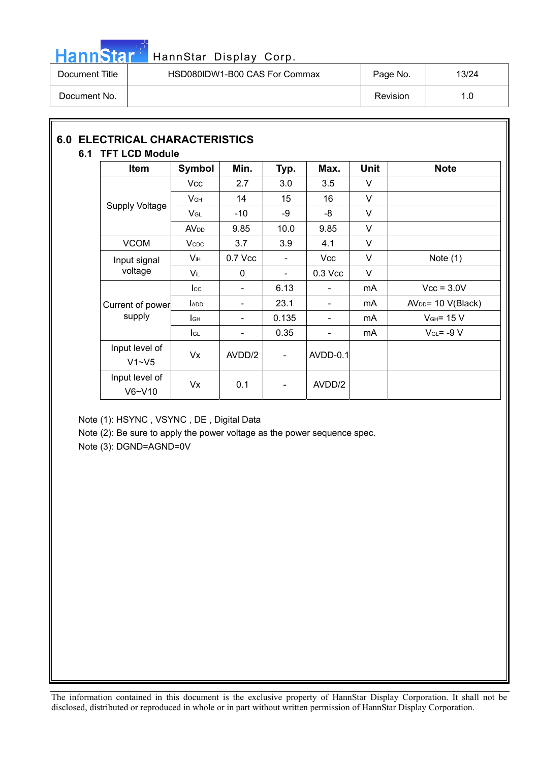## 6.0 ELECTRICAL CHARACTERISTICS

### 6.1 TFT LCD Module

| Item | Symbol | Min. | Typ. | Max. | Unit | Note |
|---|---|---|---|---|---|---|
| Supply Voltage | $V_{CC}$ | 2.7 | 3.0 | 3.5 | V | |
| | $V_{GH}$ | 14 | 15 | 16 | V | |
| | $V_{GL}$ | -10 | -9 | -8 | V | |
| | $AV_{DD}$ | 9.85 | 10.0 | 9.85 | V | |
| VCOM | $V_{CDC}$ | 3.7 | 3.9 | 4.1 | V | |
| Input signal voltage | $V_{IH}$ | 0.7 Vcc | - | Vcc | V | Note (1) |
| | $V_{IL}$ | 0 | - | 0.3 Vcc | V | |
| Current of power supply | $I_{CC}$ | - | 6.13 | - | mA | Vcc = 3.0V |
| | $I_{ADD}$ | - | 23.1 | - | mA | $AV_{DD}$= 10 V(Black) |
| | $I_{GH}$ | - | 0.135 | - | mA | $V_{GH}$= 15 V |
| | $I_{GL}$ | - | 0.35 | - | mA | $V_{GL}$= -9 V |
| Input level of V1~V5 | Vx | AVDD/2 | - | AVDD-0.1 | | |
| Input level of V6~V10 | Vx | 0.1 | - | AVDD/2 | | |

Note (1): HSYNC , VSYNC , DE , Digital Data

Note (2): Be sure to apply the power voltage as the power sequence spec.

Note (3): DGND=AGND=0V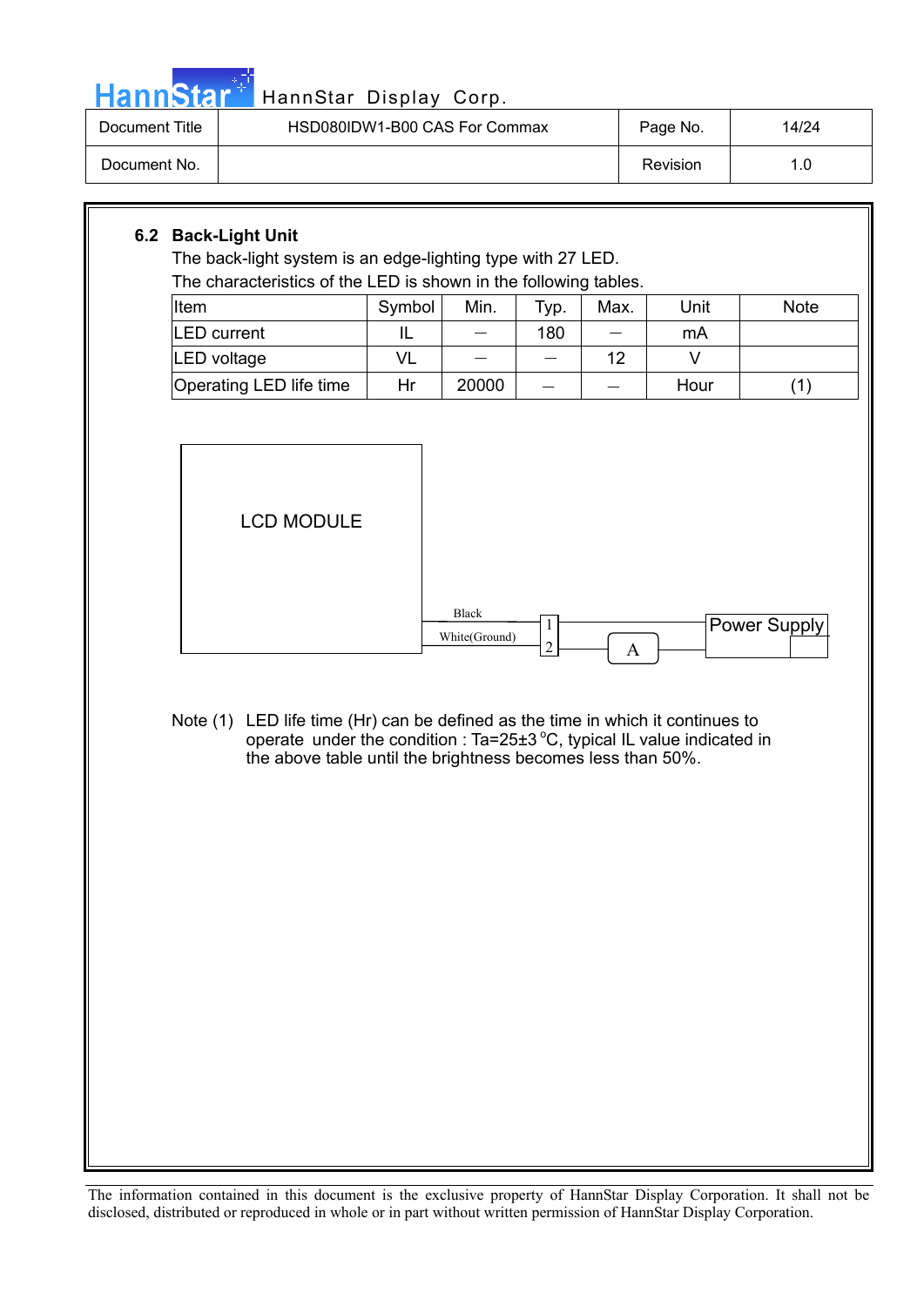## 6.2 Back-Light Unit

The back-light system is an edge-lighting type with 27 LED.

The characteristics of the LED is shown in the following tables.

| Item | Symbol | Min. | Typ. | Max. | Unit | Note |
|---|---|---|---|---|---|---|
| LED current | IL | — | 180 | — | mA | |
| LED voltage | VL | — | — | 12 | V | |
| Operating LED life time | Hr | 20000 | — | — | Hour | (1) |

LCD MODULE

Black

White(Ground)

1

2

A

Power Supply

Note (1) LED life time (Hr) can be defined as the time in which it continues to operate under the condition : Ta=25±3 °C, typical IL value indicated in the above table until the brightness becomes less than 50%.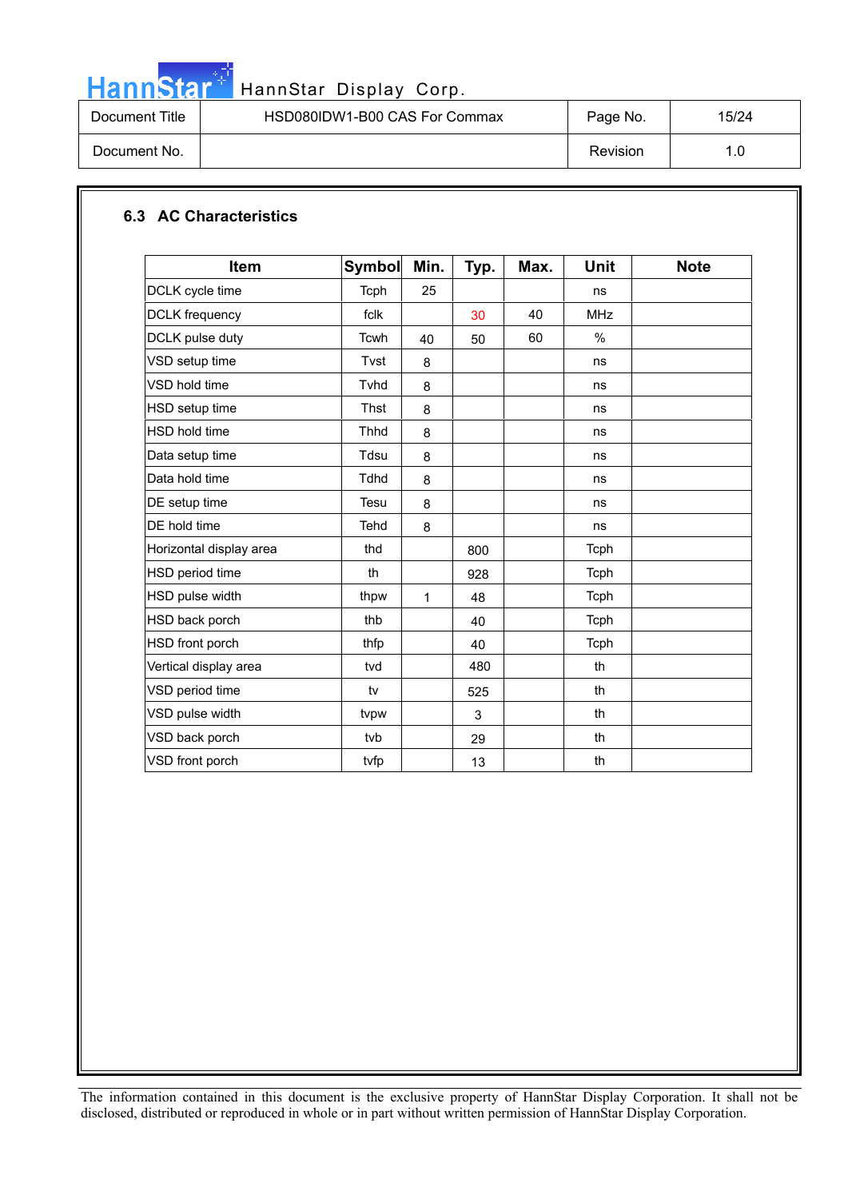## 6.3 AC Characteristics

| Item | Symbol | Min. | Typ. | Max. | Unit | Note |
|---|---|---|---|---|---|---|
| DCLK cycle time | Tcph | 25 | | | ns | |
| DCLK frequency | fclk | | 30 | 40 | MHz | |
| DCLK pulse duty | Tcwh | 40 | 50 | 60 | % | |
| VSD setup time | Tvst | 8 | | | ns | |
| VSD hold time | Tvhd | 8 | | | ns | |
| HSD setup time | Thst | 8 | | | ns | |
| HSD hold time | Thhd | 8 | | | ns | |
| Data setup time | Tdsu | 8 | | | ns | |
| Data hold time | Tdhd | 8 | | | ns | |
| DE setup time | Tesu | 8 | | | ns | |
| DE hold time | Tehd | 8 | | | ns | |
| Horizontal display area | thd | | 800 | | Tcph | |
| HSD period time | th | | 928 | | Tcph | |
| HSD pulse width | thpw | 1 | 48 | | Tcph | |
| HSD back porch | thb | | 40 | | Tcph | |
| HSD front porch | thfp | | 40 | | Tcph | |
| Vertical display area | tvd | | 480 | | th | |
| VSD period time | tv | | 525 | | th | |
| VSD pulse width | tvpw | | 3 | | th | |
| VSD back porch | tvb | | 29 | | th | |
| VSD front porch | tvfp | | 13 | | th | |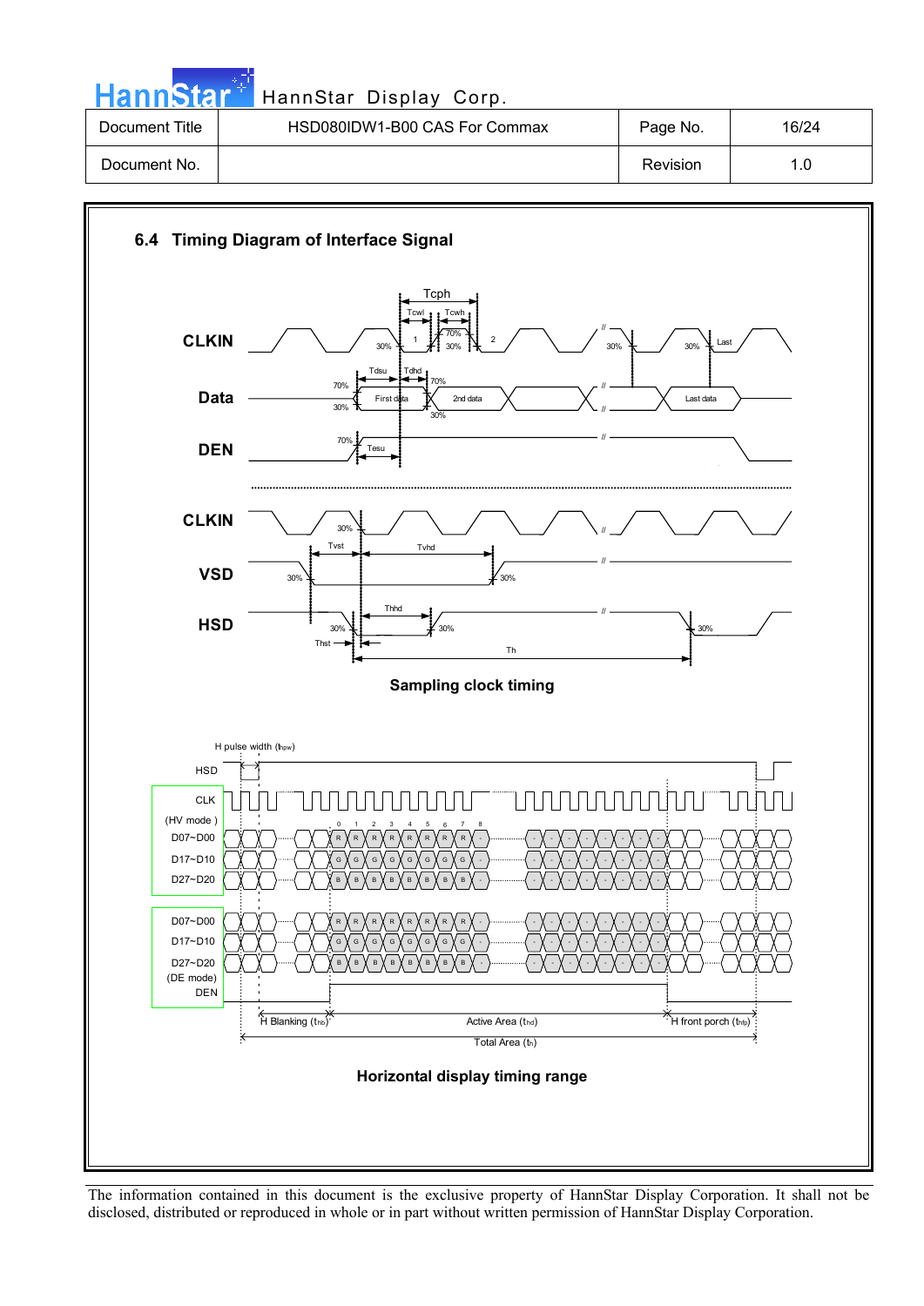## 6.4 Timing Diagram of Interface Signal

**Sampling clock timing**

**Horizontal display timing range**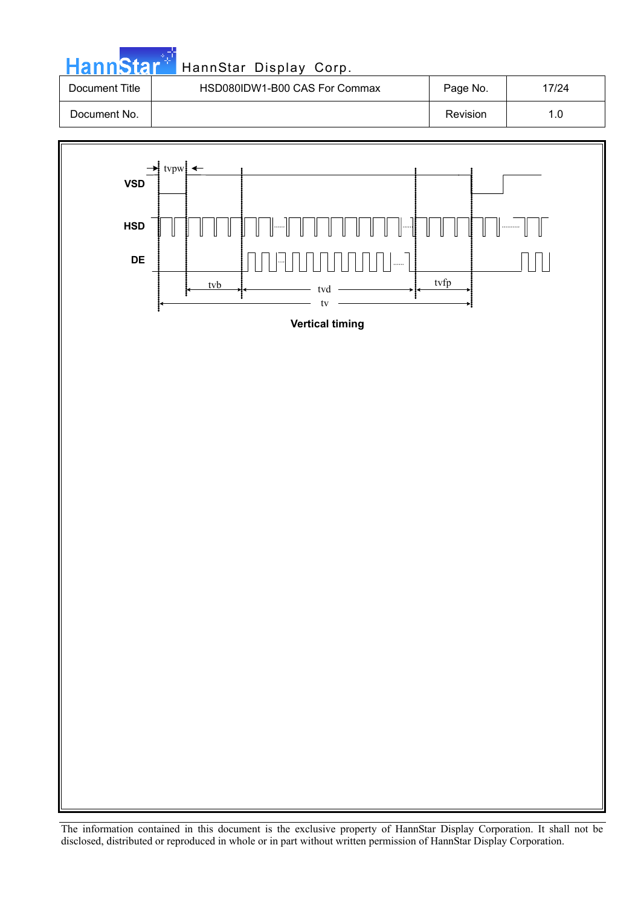| Document Title | HSD080IDW1-B00 CAS For Commax | Page No. | 17/24 |
|---|---|---|---|
| Document No. | | Revision | 1.0 |

VSD

HSD

DE

tvpw

tvb

tvd

tvfp

tv

**Vertical timing**

The information contained in this document is the exclusive property of HannStar Display Corporation. It shall not be disclosed, distributed or reproduced in whole or in part without written permission of HannStar Display Corporation.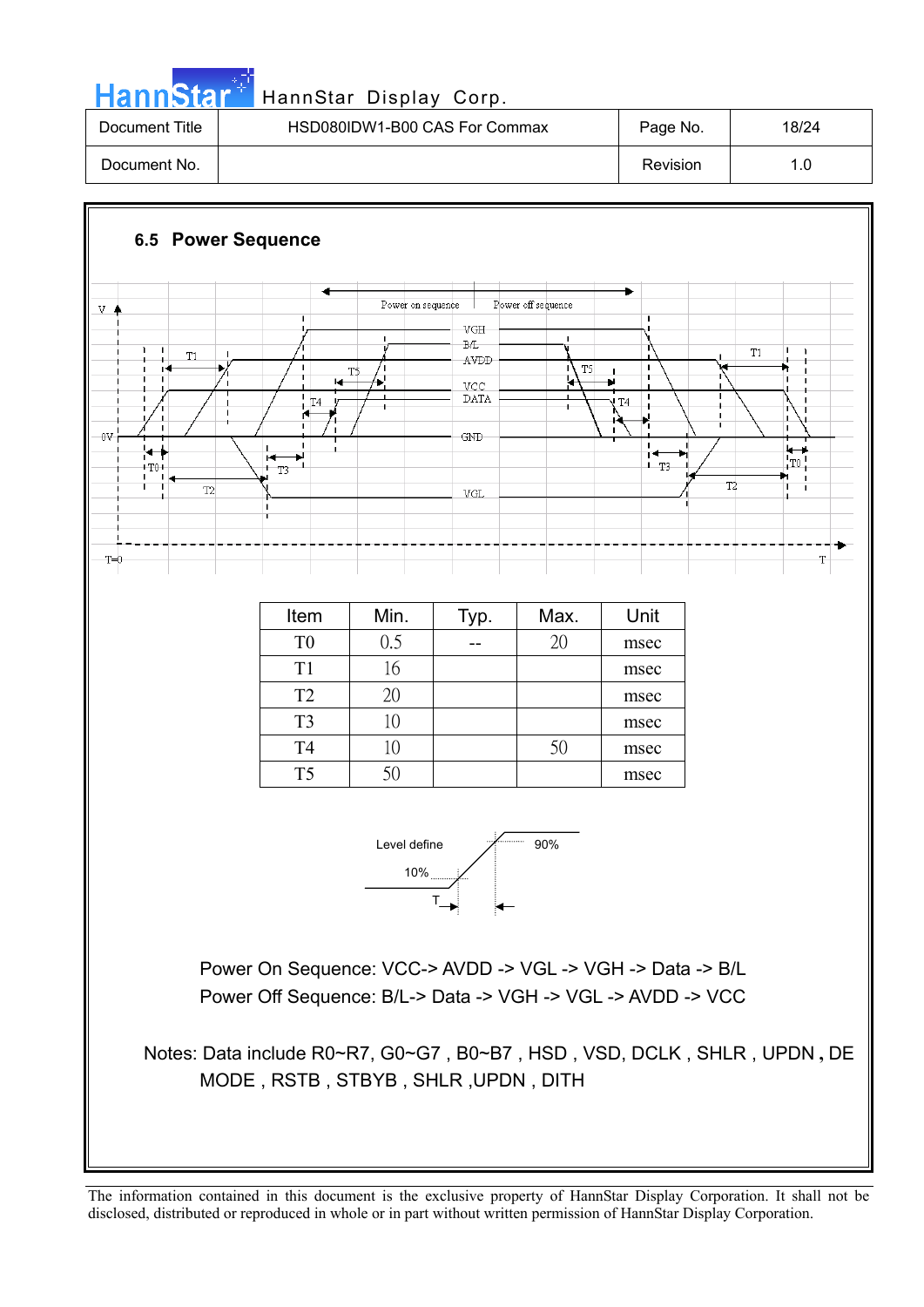## 6.5 Power Sequence

| Item | Min. | Typ. | Max. | Unit |
|---|---|---|---|---|
| T0 | 0.5 | -- | 20 | msec |
| T1 | 16 | | | msec |
| T2 | 20 | | | msec |
| T3 | 10 | | | msec |
| T4 | 10 | | 50 | msec |
| T5 | 50 | | | msec |

Power On Sequence: VCC-> AVDD -> VGL -> VGH -> Data -> B/L

Power Off Sequence: B/L-> Data -> VGH -> VGL -> AVDD -> VCC

Notes: Data include R0~R7, G0~G7 , B0~B7 , HSD , VSD, DCLK , SHLR , UPDN , DE MODE , RSTB , STBYB , SHLR ,UPDN , DITH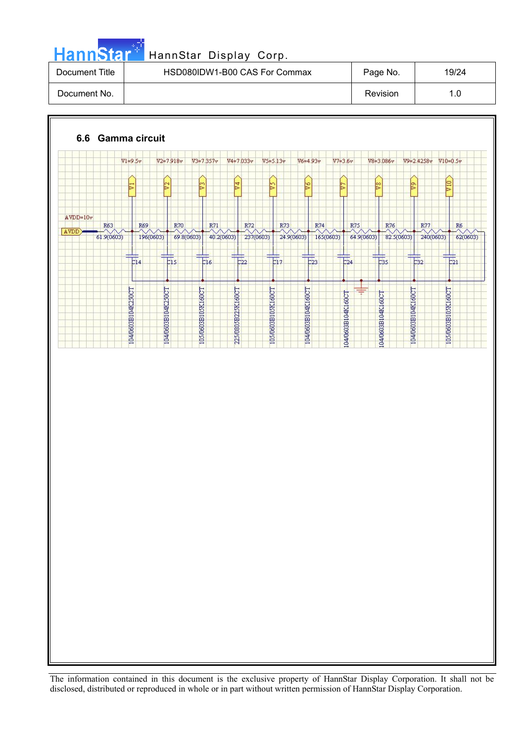## 6.6 Gamma circuit

V1=9.5v V2=7.918v V3=7.357v V4=7.033v V5=5.13v V6=4.93v V7=3.6v V8=3.086v V9=2.4258v V10=0.5v

AVDD=10v

AVDD

R63 61.9(0603) R69 196(0603) R70 69.8(0603) R71 40.2(0603) R72 237(0603) R73 24.9(0603) R74 165(0603) R75 64.9(0603) R76 82.5(0603) R77 240(0603) R6 62(0603)

C14 104/0603B104K250CT
C15 104/0603B104K250CT
C16 105/0603B105K160CT
C22 225/0805B225K160CT
C17 105/0603B105K160CT
C23 104/0603B104K160CT
C24 104/0603B104K160CT
C35 104/0603B104K160CT
C32 104/0603B104K160CT
C21 105/0603B105K160CT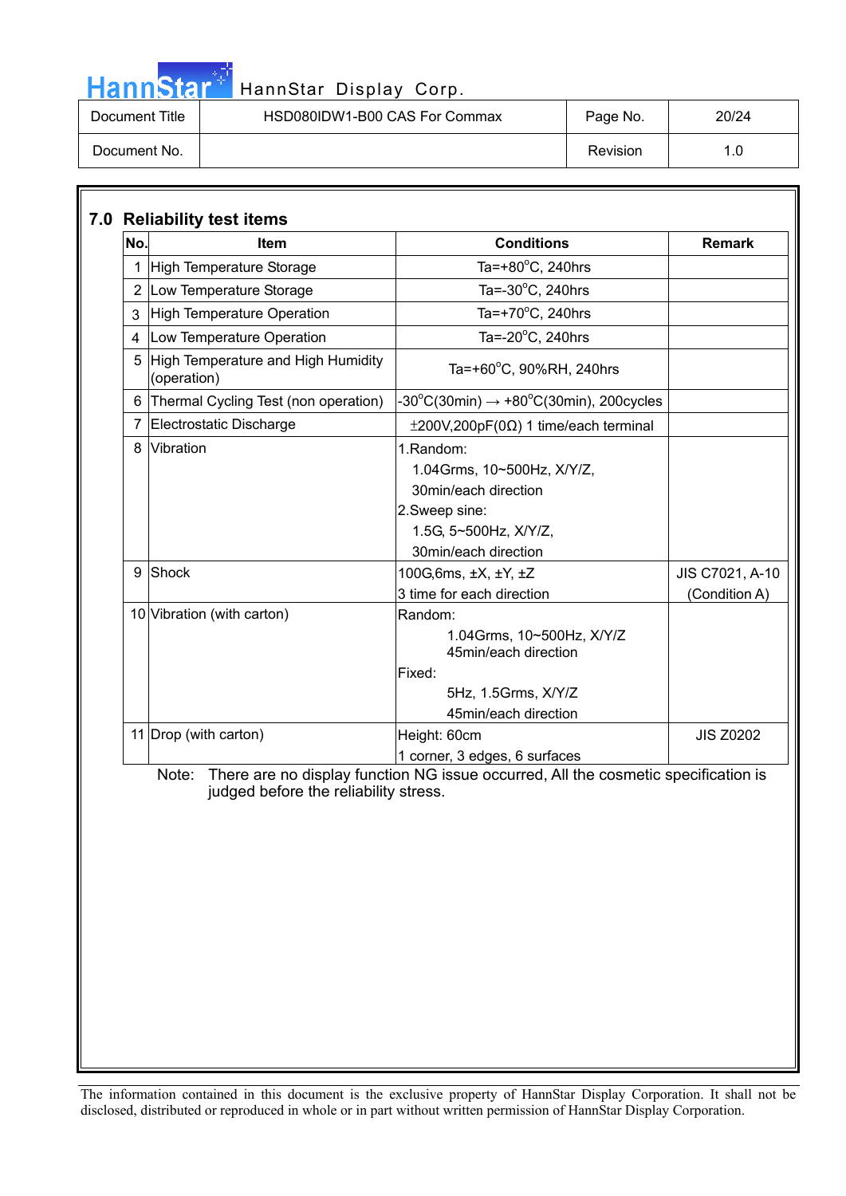## 7.0 Reliability test items

| No. | Item | Conditions | Remark |
|---|---|---|---|
| 1 | High Temperature Storage | Ta=+80°C, 240hrs | |
| 2 | Low Temperature Storage | Ta=-30°C, 240hrs | |
| 3 | High Temperature Operation | Ta=+70°C, 240hrs | |
| 4 | Low Temperature Operation | Ta=-20°C, 240hrs | |
| 5 | High Temperature and High Humidity (operation) | Ta=+60°C, 90%RH, 240hrs | |
| 6 | Thermal Cycling Test (non operation) | -30°C(30min) → +80°C(30min), 200cycles | |
| 7 | Electrostatic Discharge | ±200V,200pF(0Ω) 1 time/each terminal | |
| 8 | Vibration | 1.Random: 1.04Grms, 10~500Hz, X/Y/Z, 30min/each direction 2.Sweep sine: 1.5G, 5~500Hz, X/Y/Z, 30min/each direction | |
| 9 | Shock | 100G,6ms, ±X, ±Y, ±Z 3 time for each direction | JIS C7021, A-10 (Condition A) |
| 10 | Vibration (with carton) | Random: 1.04Grms, 10~500Hz, X/Y/Z 45min/each direction Fixed: 5Hz, 1.5Grms, X/Y/Z 45min/each direction | |
| 11 | Drop (with carton) | Height: 60cm 1 corner, 3 edges, 6 surfaces | JIS Z0202 |

Note: There are no display function NG issue occurred, All the cosmetic specification is judged before the reliability stress.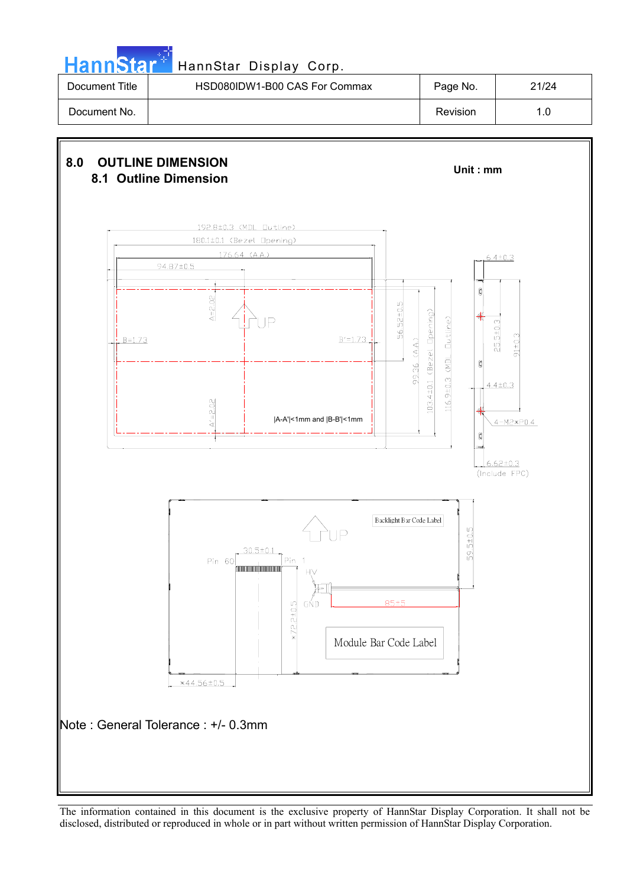| Document Title | HSD080IDW1-B00 CAS For Commax | Page No. | 21/24 |
| --- | --- | --- | --- |
| Document No. | | Revision | 1.0 |

## 8.0 OUTLINE DIMENSION

### 8.1 Outline Dimension

**Unit : mm**

192.8±0.3 (MDL Outline)

180.1±0.1 (Bezel Opening)

176.64 (AA)

94.87±0.5

A=2.02

UP

B=1.73

B'=1.73

A'=2.02

|A-A'|<1mm and |B-B'|<1mm

56.52±0.5

99.36 (AA)

103.4±0.1 (Bezel Opening)

116.9±0.3 (MDL Outline)

6.4±0.3

25.5±0.3

91±0.3

4.4±0.3

4-M2×P0.4

6.62±0.3 (Include FPC)

Backlight Bar Code Label

UP

59.5±0.5

30.5±0.1

Pin 60

Pin 1

HV

GND

85±5

×72.2±0.5

Module Bar Code Label

×44.56±0.5

Note : General Tolerance : +/- 0.3mm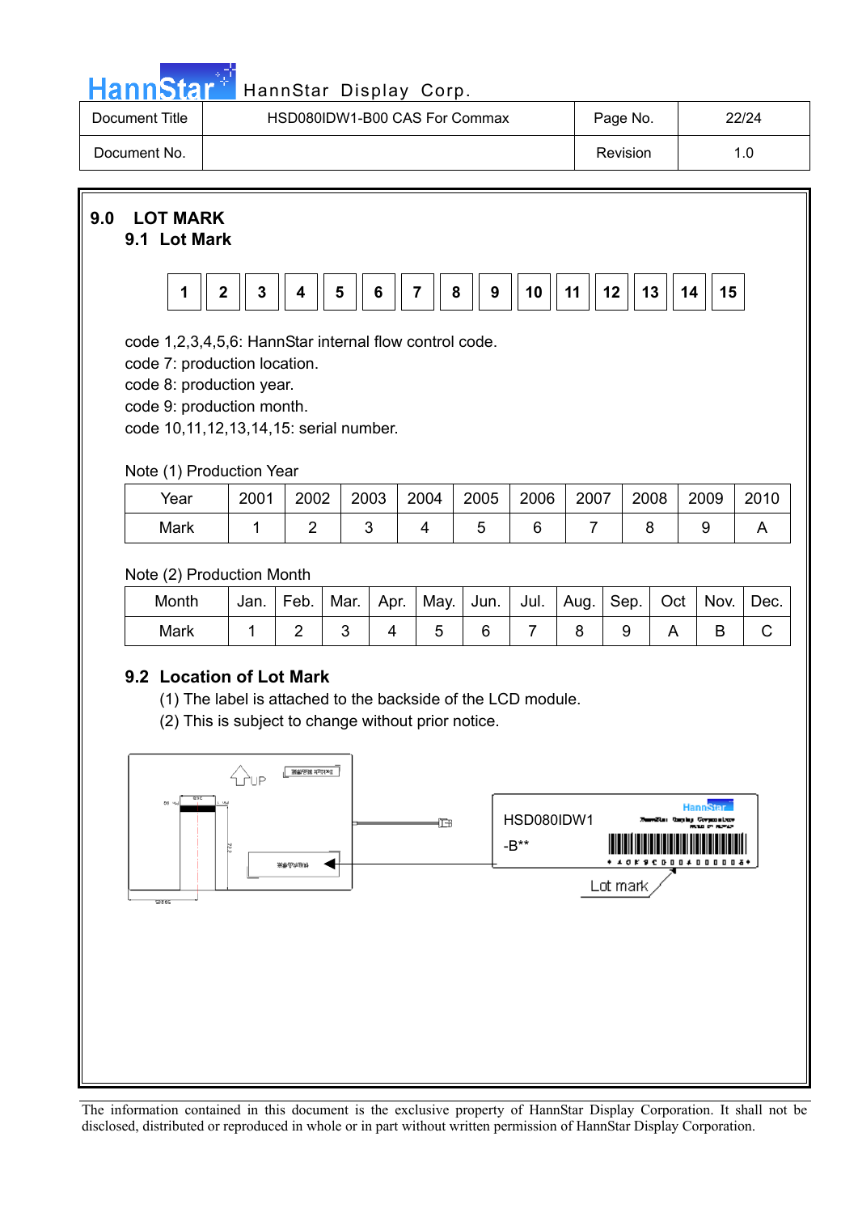## 9.0 LOT MARK

### 9.1 Lot Mark

| 1 | 2 | 3 | 4 | 5 | 6 | 7 | 8 | 9 | 10 | 11 | 12 | 13 | 14 | 15 |
|---|---|---|---|---|---|---|---|---|---|---|---|---|---|---|

code 1,2,3,4,5,6: HannStar internal flow control code.
code 7: production location.
code 8: production year.
code 9: production month.
code 10,11,12,13,14,15: serial number.

Note (1) Production Year

| Year | 2001 | 2002 | 2003 | 2004 | 2005 | 2006 | 2007 | 2008 | 2009 | 2010 |
|---|---|---|---|---|---|---|---|---|---|---|
| Mark | 1 | 2 | 3 | 4 | 5 | 6 | 7 | 8 | 9 | A |

Note (2) Production Month

| Month | Jan. | Feb. | Mar. | Apr. | May. | Jun. | Jul. | Aug. | Sep. | Oct | Nov. | Dec. |
|---|---|---|---|---|---|---|---|---|---|---|---|---|
| Mark | 1 | 2 | 3 | 4 | 5 | 6 | 7 | 8 | 9 | A | B | C |

### 9.2 Location of Lot Mark

(1) The label is attached to the backside of the LCD module.
(2) This is subject to change without prior notice.

UP

HSD080IDW1
-B**

Lot mark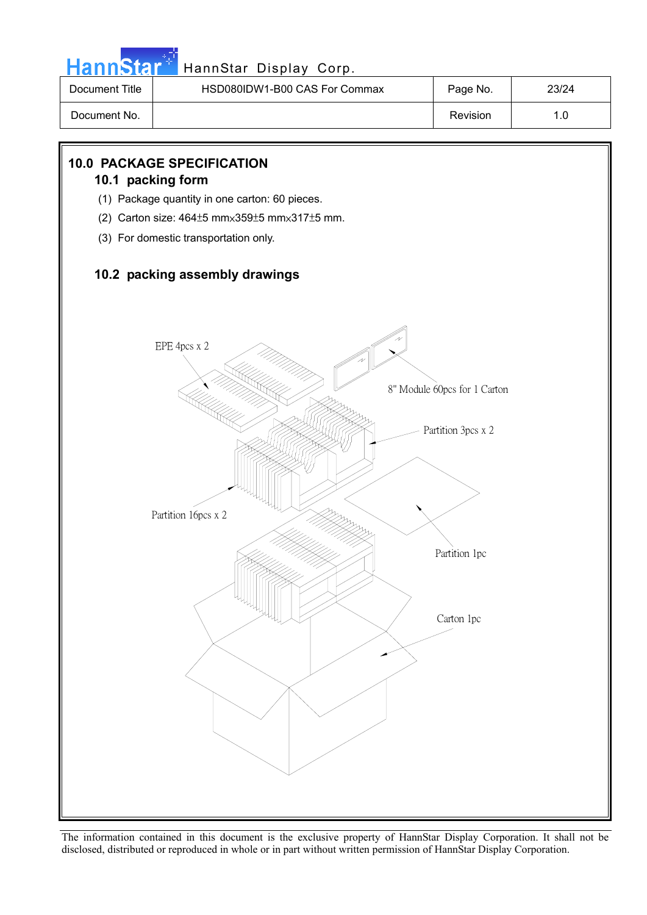## 10.0 PACKAGE SPECIFICATION

### 10.1 packing form

(1) Package quantity in one carton: 60 pieces.

(2) Carton size: 464±5 mm×359±5 mm×317±5 mm.

(3) For domestic transportation only.

### 10.2 packing assembly drawings

EPE 4pcs x 2

8" Module 60pcs for 1 Carton

Partition 3pcs x 2

Partition 16pcs x 2

Partition 1pc

Carton 1pc

The information contained in this document is the exclusive property of HannStar Display Corporation. It shall not be disclosed, distributed or reproduced in whole or in part without written permission of HannStar Display Corporation.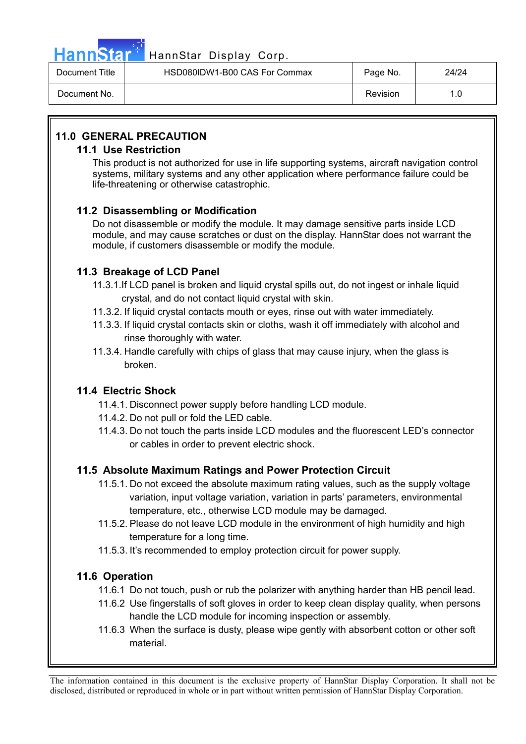## 11.0 GENERAL PRECAUTION

### 11.1 Use Restriction

This product is not authorized for use in life supporting systems, aircraft navigation control systems, military systems and any other application where performance failure could be life-threatening or otherwise catastrophic.

### 11.2 Disassembling or Modification

Do not disassemble or modify the module. It may damage sensitive parts inside LCD module, and may cause scratches or dust on the display. HannStar does not warrant the module, if customers disassemble or modify the module.

### 11.3 Breakage of LCD Panel

11.3.1.If LCD panel is broken and liquid crystal spills out, do not ingest or inhale liquid crystal, and do not contact liquid crystal with skin.

11.3.2. If liquid crystal contacts mouth or eyes, rinse out with water immediately.

11.3.3. If liquid crystal contacts skin or cloths, wash it off immediately with alcohol and rinse thoroughly with water.

11.3.4. Handle carefully with chips of glass that may cause injury, when the glass is broken.

### 11.4 Electric Shock

11.4.1. Disconnect power supply before handling LCD module.

11.4.2. Do not pull or fold the LED cable.

11.4.3. Do not touch the parts inside LCD modules and the fluorescent LED's connector or cables in order to prevent electric shock.

### 11.5 Absolute Maximum Ratings and Power Protection Circuit

11.5.1. Do not exceed the absolute maximum rating values, such as the supply voltage variation, input voltage variation, variation in parts' parameters, environmental temperature, etc., otherwise LCD module may be damaged.

11.5.2. Please do not leave LCD module in the environment of high humidity and high temperature for a long time.

11.5.3. It's recommended to employ protection circuit for power supply.

### 11.6 Operation

11.6.1 Do not touch, push or rub the polarizer with anything harder than HB pencil lead.

11.6.2 Use fingerstalls of soft gloves in order to keep clean display quality, when persons handle the LCD module for incoming inspection or assembly.

11.6.3 When the surface is dusty, please wipe gently with absorbent cotton or other soft material.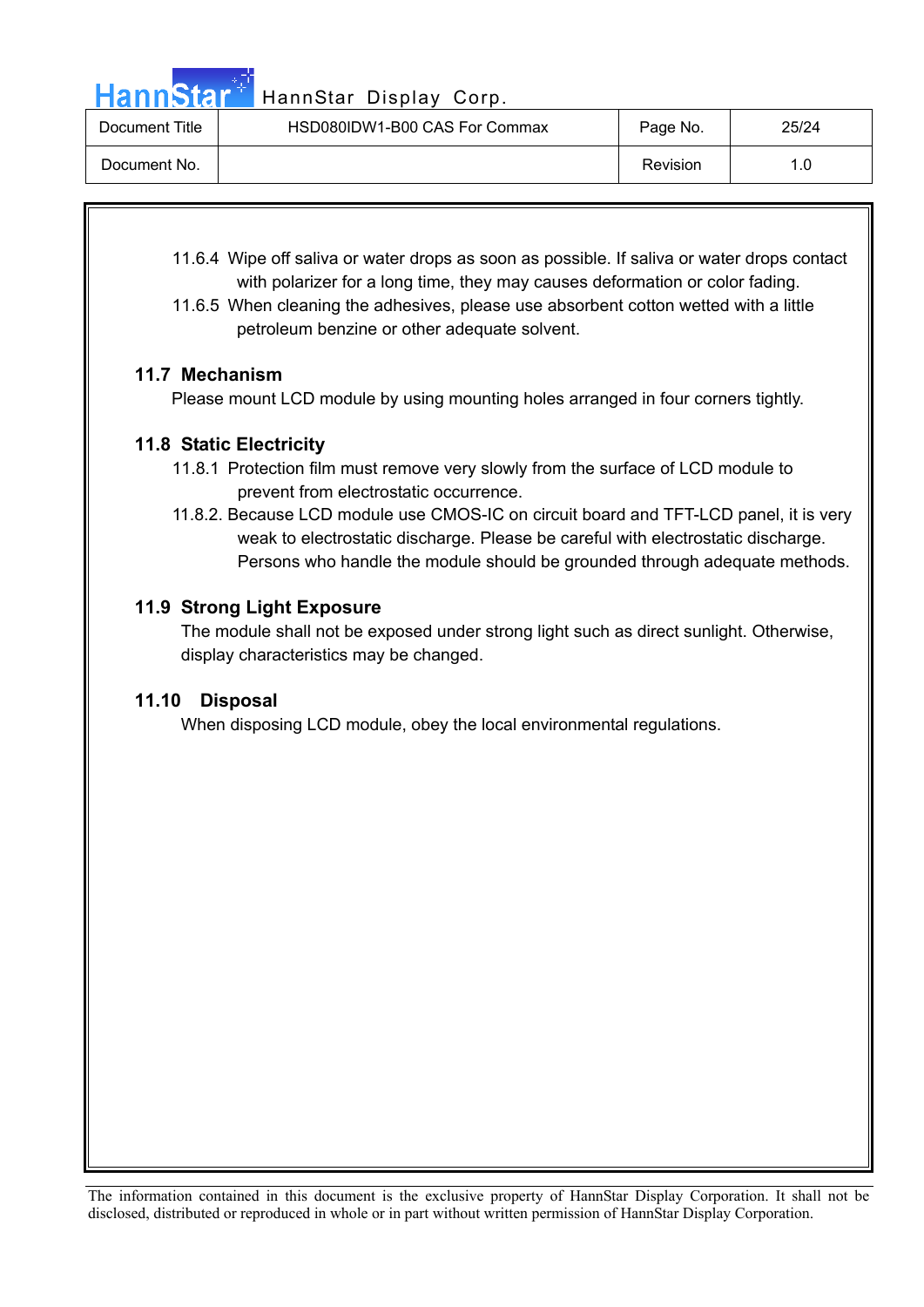11.6.4 Wipe off saliva or water drops as soon as possible. If saliva or water drops contact with polarizer for a long time, they may causes deformation or color fading.

11.6.5 When cleaning the adhesives, please use absorbent cotton wetted with a little petroleum benzine or other adequate solvent.

## 11.7 Mechanism

Please mount LCD module by using mounting holes arranged in four corners tightly.

## 11.8 Static Electricity

11.8.1 Protection film must remove very slowly from the surface of LCD module to prevent from electrostatic occurrence.

11.8.2. Because LCD module use CMOS-IC on circuit board and TFT-LCD panel, it is very weak to electrostatic discharge. Please be careful with electrostatic discharge. Persons who handle the module should be grounded through adequate methods.

## 11.9 Strong Light Exposure

The module shall not be exposed under strong light such as direct sunlight. Otherwise, display characteristics may be changed.

## 11.10 Disposal

When disposing LCD module, obey the local environmental regulations.